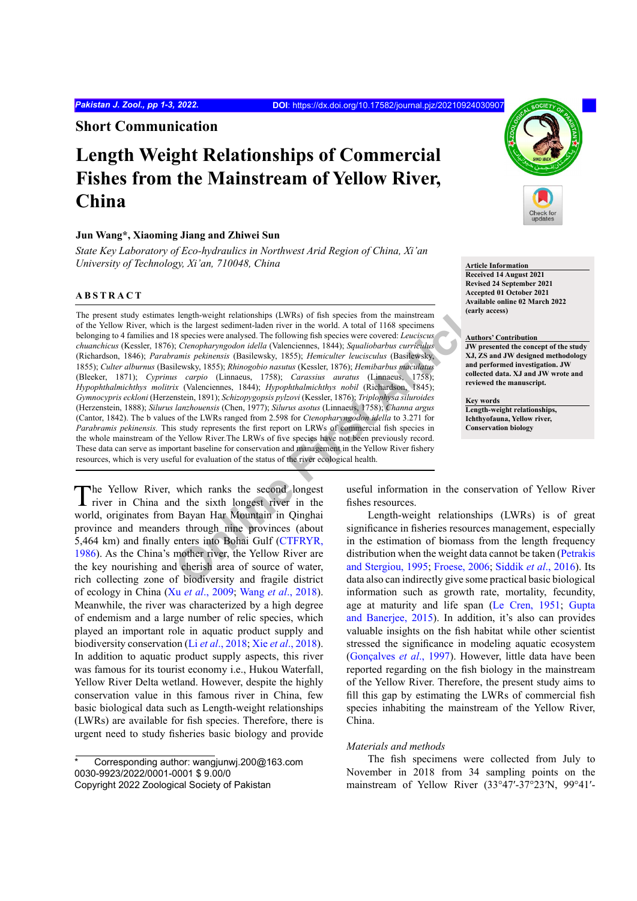DOI: https://dx.doi.org/10.17582/journal.pjz/20210924030907

## Short Communication

# Length Weight Relationships of Commercial Fishes from the Mainstream of Yellow River, China

**Jun Wang*, Xiaoming Jiang and Zhiwei Sun**

*State Key Laboratory of Eco-hydraulics in Northwest Arid Region of China, Xi'an University of Technology, Xi'an, 710048, China*

**Article Information**
Received 14 August 2021
Revised 24 September 2021
Accepted 01 October 2021
Available online 02 March 2022
(early access)

**Authors' Contribution**
JW presented the concept of the study XJ, ZS and JW designed methodology and performed investigation. JW collected data. XJ and JW wrote and reviewed the manuscript.

**Key words**
Length-weight relationships, Ichthyofauna, Yellow river, Conservation biology

## ABSTRACT

The present study estimates length-weight relationships (LWRs) of fish species from the mainstream of the Yellow River, which is the largest sediment-laden river in the world. A total of 1168 specimens belonging to 4 families and 18 species were analysed. The following fish species were covered: *Leuciscus chuanchicus* (Kessler, 1876); *Ctenopharyngodon idella* (Valenciennes, 1844); *Squaliobarbus curriculus* (Richardson, 1846); *Parabramis pekinensis* (Basilewsky, 1855); *Hemiculter leucisculus* (Basilewsky, 1855); *Culter alburnus* (Basilewsky, 1855); *Rhinogobio nasutus* (Kessler, 1876); *Hemibarbus maculatus* (Bleeker, 1871); *Cyprinus carpio* (Linnaeus, 1758); *Carassius auratus* (Linnaeus, 1758); *Hypophthalmichthys molitrix* (Valenciennes, 1844); *Hypophthalmichthys nobil* (Richardson, 1845); *Gymnocypris eckloni* (Herzenstein, 1891); *Schizopygopsis pylzovi* (Kessler, 1876); *Triplophysa siluroides* (Herzenstein, 1888); *Silurus lanzhouensis* (Chen, 1977); *Silurus asotus* (Linnaeus, 1758); *Channa argus* (Cantor, 1842). The b values of the LWRs ranged from 2.598 for *Ctenopharyngodon idella* to 3.271 for *Parabramis pekinensis.* This study represents the first report on LRWs of commercial fish species in the whole mainstream of the Yellow River.The LRWs of five species have not been previously record. These data can serve as important baseline for conservation and management in the Yellow River fishery resources, which is very useful for evaluation of the status of the river ecological health.

The Yellow River, which ranks the second longest river in China and the sixth longest river in the world, originates from Bayan Har Mountain in Qinghai province and meanders through nine provinces (about 5,464 km) and finally enters into Bohai Gulf (CTFRYR, 1986). As the China's mother river, the Yellow River are the key nourishing and cherish area of source of water, rich collecting zone of biodiversity and fragile district of ecology in China (Xu *et al*., 2009; Wang *et al*., 2018). Meanwhile, the river was characterized by a high degree of endemism and a large number of relic species, which played an important role in aquatic product supply and biodiversity conservation (Li *et al*., 2018; Xie *et al*., 2018). In addition to aquatic product supply aspects, this river was famous for its tourist economy i.e., Hukou Waterfall, Yellow River Delta wetland. However, despite the highly conservation value in this famous river in China, few basic biological data such as Length-weight relationships (LWRs) are available for fish species. Therefore, there is urgent need to study fisheries basic biology and provide useful information in the conservation of Yellow River fishes resources.

Length-weight relationships (LWRs) is of great significance in fisheries resources management, especially in the estimation of biomass from the length frequency distribution when the weight data cannot be taken (Petrakis and Stergiou, 1995; Froese, 2006; Siddik *et al*., 2016). Its data also can indirectly give some practical basic biological information such as growth rate, mortality, fecundity, age at maturity and life span (Le Cren, 1951; Gupta and Banerjee, 2015). In addition, it's also can provides valuable insights on the fish habitat while other scientist stressed the significance in modeling aquatic ecosystem (Gonçalves *et al*., 1997). However, little data have been reported regarding on the fish biology in the mainstream of the Yellow River. Therefore, the present study aims to fill this gap by estimating the LWRs of commercial fish species inhabiting the mainstream of the Yellow River, China.

*Materials and methods*

The fish specimens were collected from July to November in 2018 from 34 sampling points on the mainstream of Yellow River (33°47′-37°23′N, 99°41′-

\* Corresponding author: wangjunwj.200@163.com
0030-9923/2022/0001-0001 $ 9.00/0
Copyright 2022 Zoological Society of Pakistan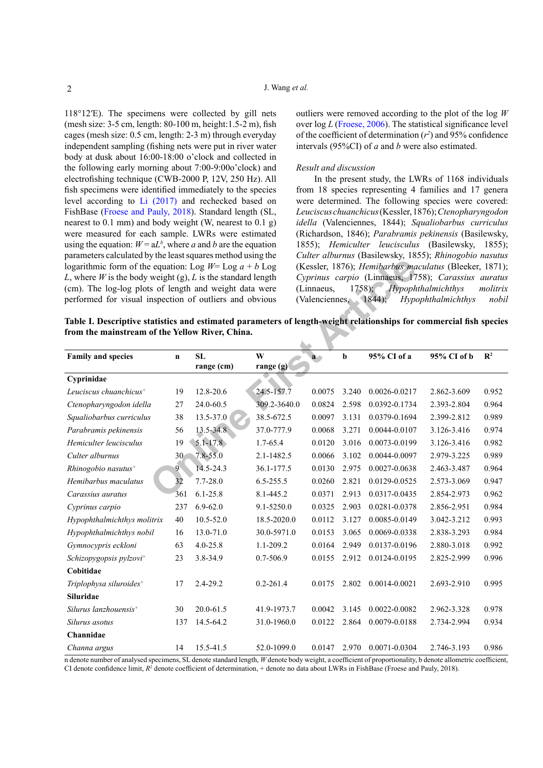118°12′E). The specimens were collected by gill nets (mesh size: 3-5 cm, length: 80-100 m, height:1.5-2 m), fish cages (mesh size: 0.5 cm, length: 2-3 m) through everyday independent sampling (fishing nets were put in river water body at dusk about 16:00-18:00 o'clock and collected in the following early morning about 7:00-9:00o'clock) and electrofishing technique (CWB-2000 P, 12V, 250 Hz). All fish specimens were identified immediately to the species level according to Li (2017) and rechecked based on FishBase (Froese and Pauly, 2018). Standard length (SL, nearest to 0.1 mm) and body weight (W, nearest to 0.1 g) were measured for each sample. LWRs were estimated using the equation: $W = aL^b$, where $a$ and $b$ are the equation parameters calculated by the least squares method using the logarithmic form of the equation: Log $W$= Log $a$ + $b$ Log $L$, where $W$ is the body weight (g), $L$ is the standard length (cm). The log-log plots of length and weight data were performed for visual inspection of outliers and obvious outliers were removed according to the plot of the log $W$ over log $L$ (Froese, 2006). The statistical significance level of the coefficient of determination ($r^2$) and 95% confidence intervals (95%CI) of $a$ and $b$ were also estimated.

*Result and discussion*

In the present study, the LWRs of 1168 individuals from 18 species representing 4 families and 17 genera were determined. The following species were covered: *Leuciscus chuanchicus* (Kessler, 1876); *Ctenopharyngodon idella* (Valenciennes, 1844); *Squaliobarbus curriculus* (Richardson, 1846); *Parabramis pekinensis* (Basilewsky, 1855); *Hemiculter leucisculus* (Basilewsky, 1855); *Culter alburnus* (Basilewsky, 1855); *Rhinogobio nasutus* (Kessler, 1876); *Hemibarbus maculatus* (Bleeker, 1871); *Cyprinus carpio* (Linnaeus, 1758); *Carassius auratus* (Linnaeus, 1758); *Hypophthalmichthys molitrix* (Valenciennes, 1844); *Hypophthalmichthys nobil*

**Table I. Descriptive statistics and estimated parameters of length-weight relationships for commercial fish species from the mainstream of the Yellow River, China.**

| Family and species | n | SL range (cm) | W range (g) | a | b | 95% CI of a | 95% CI of b | $R^2$ |
|---|---|---|---|---|---|---|---|---|
| **Cyprinidae** | | | | | | | | |
| *Leuciscus chuanchicus*+ | 19 | 12.8-20.6 | 24.5-157.7 | 0.0075 | 3.240 | 0.0026-0.0217 | 2.862-3.609 | 0.952 |
| *Ctenopharyngodon idella* | 27 | 24.0-60.5 | 309.2-3640.0 | 0.0824 | 2.598 | 0.0392-0.1734 | 2.393-2.804 | 0.964 |
| *Squaliobarbus curriculus* | 38 | 13.5-37.0 | 38.5-672.5 | 0.0097 | 3.131 | 0.0379-0.1694 | 2.399-2.812 | 0.989 |
| *Parabramis pekinensis* | 56 | 13.5-34.8 | 37.0-777.9 | 0.0068 | 3.271 | 0.0044-0.0107 | 3.126-3.416 | 0.974 |
| *Hemiculter leucisculus* | 19 | 5.1-17.8 | 1.7-65.4 | 0.0120 | 3.016 | 0.0073-0.0199 | 3.126-3.416 | 0.982 |
| *Culter alburnus* | 30 | 7.8-55.0 | 2.1-1482.5 | 0.0066 | 3.102 | 0.0044-0.0097 | 2.979-3.225 | 0.989 |
| *Rhinogobio nasutus*+ | 9 | 14.5-24.3 | 36.1-177.5 | 0.0130 | 2.975 | 0.0027-0.0638 | 2.463-3.487 | 0.964 |
| *Hemibarbus maculatus* | 32 | 7.7-28.0 | 6.5-255.5 | 0.0260 | 2.821 | 0.0129-0.0525 | 2.573-3.069 | 0.947 |
| *Carassius auratus* | 361 | 6.1-25.8 | 8.1-445.2 | 0.0371 | 2.913 | 0.0317-0.0435 | 2.854-2.973 | 0.962 |
| *Cyprinus carpio* | 237 | 6.9-62.0 | 9.1-5250.0 | 0.0325 | 2.903 | 0.0281-0.0378 | 2.856-2.951 | 0.984 |
| *Hypophthalmichthys molitrix* | 40 | 10.5-52.0 | 18.5-2020.0 | 0.0112 | 3.127 | 0.0085-0.0149 | 3.042-3.212 | 0.993 |
| *Hypophthalmichthys nobil* | 16 | 13.0-71.0 | 30.0-5971.0 | 0.0153 | 3.065 | 0.0069-0.0338 | 2.838-3.293 | 0.984 |
| *Gymnocypris eckloni* | 63 | 4.0-25.8 | 1.1-209.2 | 0.0164 | 2.949 | 0.0137-0.0196 | 2.880-3.018 | 0.992 |
| *Schizopygopsis pylzovi*+ | 23 | 3.8-34.9 | 0.7-506.9 | 0.0155 | 2.912 | 0.0124-0.0195 | 2.825-2.999 | 0.996 |
| **Cobitidae** | | | | | | | | |
| *Triplophysa siluroides*+ | 17 | 2.4-29.2 | 0.2-261.4 | 0.0175 | 2.802 | 0.0014-0.0021 | 2.693-2.910 | 0.995 |
| **Siluridae** | | | | | | | | |
| *Silurus lanzhouensis*+ | 30 | 20.0-61.5 | 41.9-1973.7 | 0.0042 | 3.145 | 0.0022-0.0082 | 2.962-3.328 | 0.978 |
| *Silurus asotus* | 137 | 14.5-64.2 | 31.0-1960.0 | 0.0122 | 2.864 | 0.0079-0.0188 | 2.734-2.994 | 0.934 |
| **Channidae** | | | | | | | | |
| *Channa argus* | 14 | 15.5-41.5 | 52.0-1099.0 | 0.0147 | 2.970 | 0.0071-0.0304 | 2.746-3.193 | 0.986 |

n denote number of analysed specimens, SL denote standard length, $W$ denote body weight, a coefficient of proportionality, b denote allometric coefficient, CI denote confidence limit, $R^2$ denote coefficient of determination, + denote no data about LWRs in FishBase (Froese and Pauly, 2018).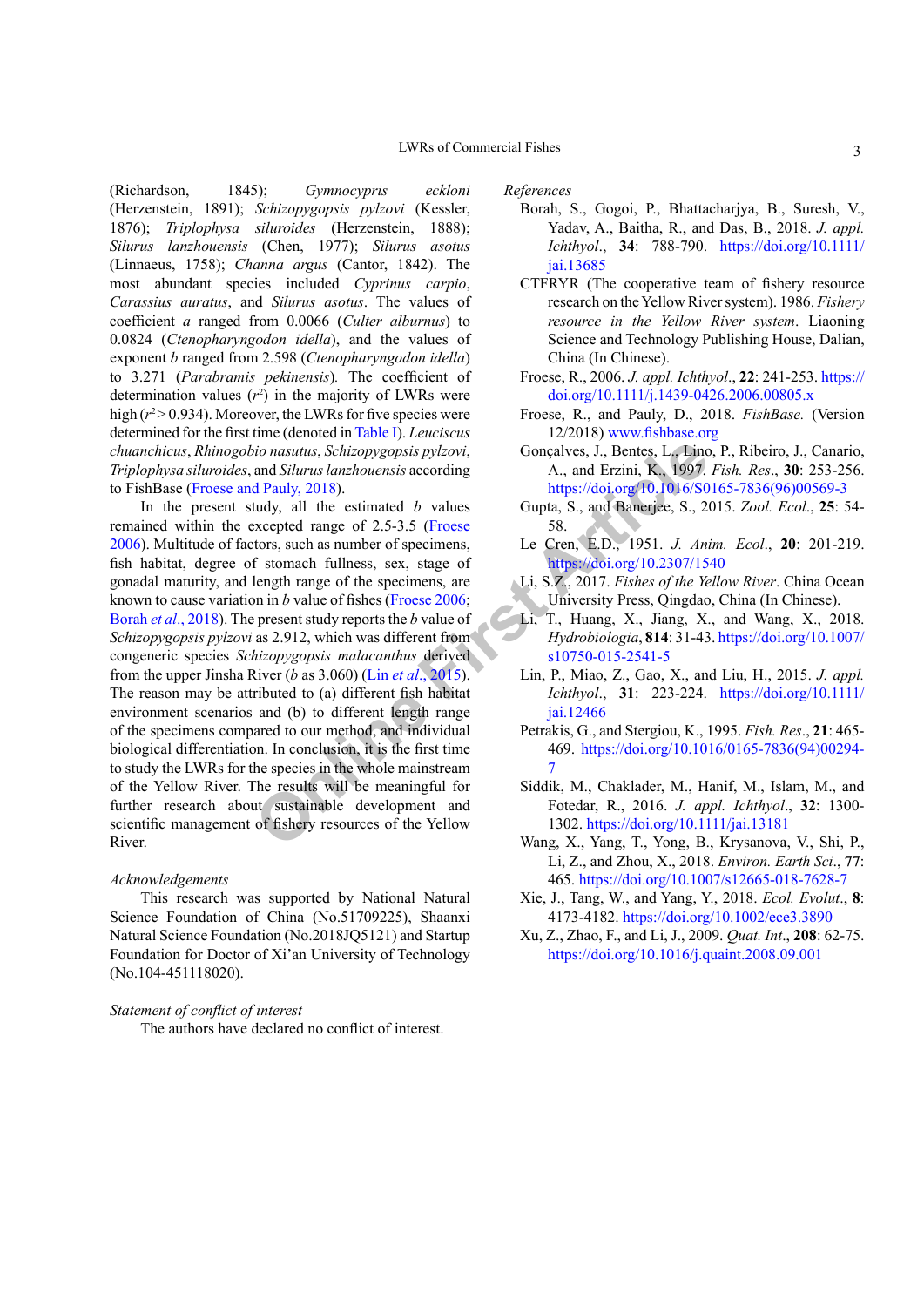(Richardson, 1845); *Gymnocypris eckloni* (Herzenstein, 1891); *Schizopygopsis pylzovi* (Kessler, 1876); *Triplophysa siluroides* (Herzenstein, 1888); *Silurus lanzhouensis* (Chen, 1977); *Silurus asotus* (Linnaeus, 1758); *Channa argus* (Cantor, 1842). The most abundant species included *Cyprinus carpio*, *Carassius auratus*, and *Silurus asotus*. The values of coefficient *a* ranged from 0.0066 (*Culter alburnus*) to 0.0824 (*Ctenopharyngodon idella*), and the values of exponent *b* ranged from 2.598 (*Ctenopharyngodon idella*) to 3.271 (*Parabramis pekinensis*). The coefficient of determination values ($r^2$) in the majority of LWRs were high ($r^2$> 0.934). Moreover, the LWRs for five species were determined for the first time (denoted in Table I). *Leuciscus chuanchicus*, *Rhinogobio nasutus*, *Schizopygopsis pylzovi*, *Triplophysa siluroides*, and *Silurus lanzhouensis* according to FishBase (Froese and Pauly, 2018).

In the present study, all the estimated *b* values remained within the excepted range of 2.5-3.5 (Froese 2006). Multitude of factors, such as number of specimens, fish habitat, degree of stomach fullness, sex, stage of gonadal maturity, and length range of the specimens, are known to cause variation in *b* value of fishes (Froese 2006; Borah *et al*., 2018). The present study reports the *b* value of *Schizopygopsis pylzovi* as 2.912, which was different from congeneric species *Schizopygopsis malacanthus* derived from the upper Jinsha River (*b* as 3.060) (Lin *et al*., 2015). The reason may be attributed to (a) different fish habitat environment scenarios and (b) to different length range of the specimens compared to our method, and individual biological differentiation. In conclusion, it is the first time to study the LWRs for the species in the whole mainstream of the Yellow River. The results will be meaningful for further research about sustainable development and scientific management of fishery resources of the Yellow River.

*Acknowledgements*

This research was supported by National Natural Science Foundation of China (No.51709225), Shaanxi Natural Science Foundation (No.2018JQ5121) and Startup Foundation for Doctor of Xi'an University of Technology (No.104-451118020).

*Statement of conflict of interest*

The authors have declared no conflict of interest.

*References*

Borah, S., Gogoi, P., Bhattacharjya, B., Suresh, V., Yadav, A., Baitha, R., and Das, B., 2018. *J. appl. Ichthyol*., **34**: 788-790. https://doi.org/10.1111/jai.13685

CTFRYR (The cooperative team of fishery resource research on the Yellow River system). 1986. *Fishery resource in the Yellow River system*. Liaoning Science and Technology Publishing House, Dalian, China (In Chinese).

Froese, R., 2006. *J. appl. Ichthyol*., **22**: 241-253. https://doi.org/10.1111/j.1439-0426.2006.00805.x

Froese, R., and Pauly, D., 2018. *FishBase.* (Version 12/2018) www.fishbase.org

Gonçalves, J., Bentes, L., Lino, P., Ribeiro, J., Canario, A., and Erzini, K., 1997. *Fish. Res*., **30**: 253-256. https://doi.org/10.1016/S0165-7836(96)00569-3

Gupta, S., and Banerjee, S., 2015. *Zool. Ecol*., **25**: 54-58.

Le Cren, E.D., 1951. *J. Anim. Ecol*., **20**: 201-219. https://doi.org/10.2307/1540

Li, S.Z., 2017. *Fishes of the Yellow River*. China Ocean University Press, Qingdao, China (In Chinese).

Li, T., Huang, X., Jiang, X., and Wang, X., 2018. *Hydrobiologia*, **814**: 31-43. https://doi.org/10.1007/s10750-015-2541-5

Lin, P., Miao, Z., Gao, X., and Liu, H., 2015. *J. appl. Ichthyol*., **31**: 223-224. https://doi.org/10.1111/jai.12466

Petrakis, G., and Stergiou, K., 1995. *Fish. Res*., **21**: 465-469. https://doi.org/10.1016/0165-7836(94)00294-7

Siddik, M., Chaklader, M., Hanif, M., Islam, M., and Fotedar, R., 2016. *J. appl. Ichthyol*., **32**: 1300-1302. https://doi.org/10.1111/jai.13181

Wang, X., Yang, T., Yong, B., Krysanova, V., Shi, P., Li, Z., and Zhou, X., 2018. *Environ. Earth Sci*., **77**: 465. https://doi.org/10.1007/s12665-018-7628-7

Xie, J., Tang, W., and Yang, Y., 2018. *Ecol. Evolut*., **8**: 4173-4182. https://doi.org/10.1002/ece3.3890

Xu, Z., Zhao, F., and Li, J., 2009. *Quat. Int*., **208**: 62-75. https://doi.org/10.1016/j.quaint.2008.09.001